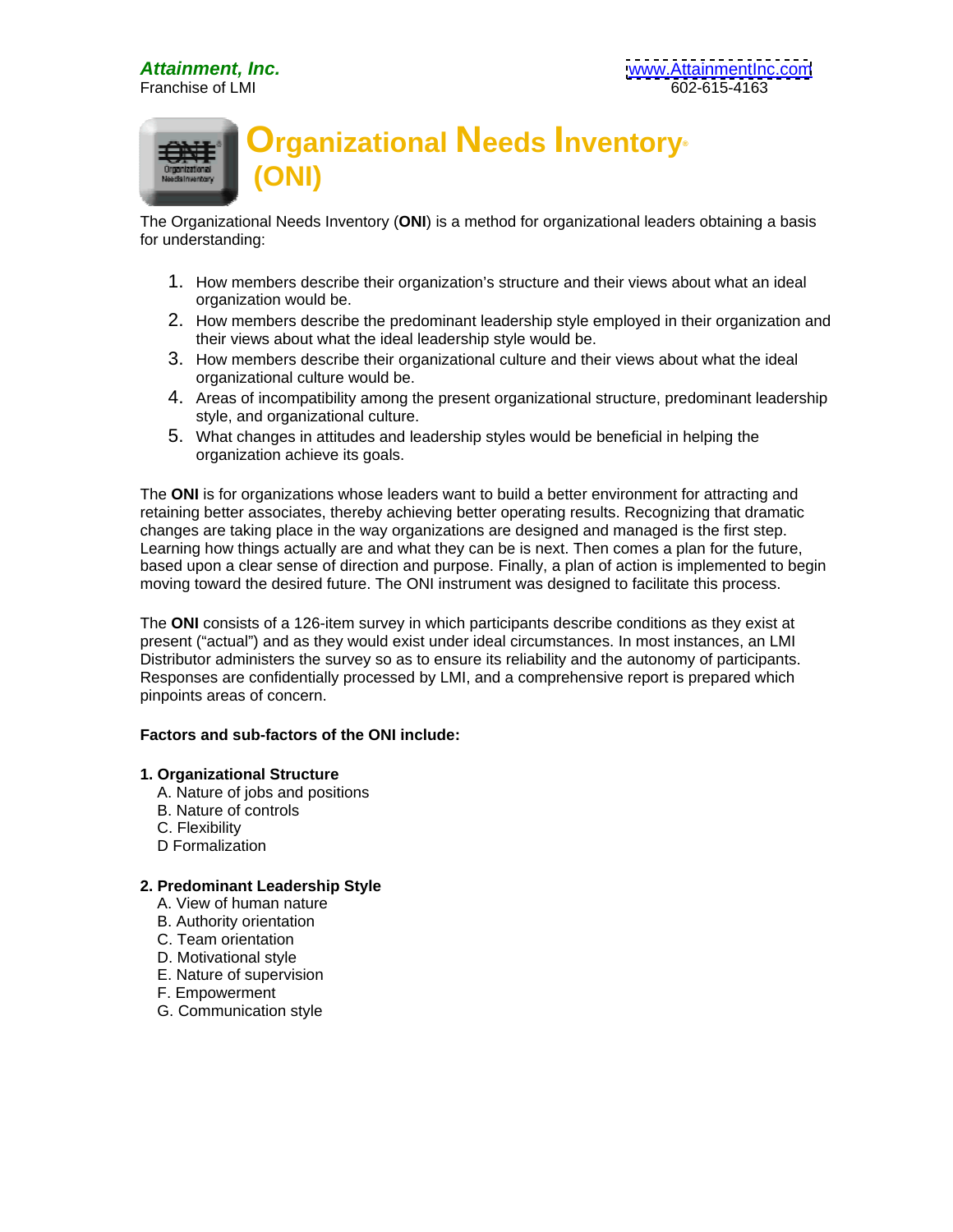***Attainment, Inc.***
Franchise of LMI

www.AttainmentInc.com
602-615-4163

# Organizational Needs Inventory® (ONI)

The Organizational Needs Inventory (**ONI**) is a method for organizational leaders obtaining a basis for understanding:

1. How members describe their organization's structure and their views about what an ideal organization would be.
2. How members describe the predominant leadership style employed in their organization and their views about what the ideal leadership style would be.
3. How members describe their organizational culture and their views about what the ideal organizational culture would be.
4. Areas of incompatibility among the present organizational structure, predominant leadership style, and organizational culture.
5. What changes in attitudes and leadership styles would be beneficial in helping the organization achieve its goals.

The **ONI** is for organizations whose leaders want to build a better environment for attracting and retaining better associates, thereby achieving better operating results. Recognizing that dramatic changes are taking place in the way organizations are designed and managed is the first step. Learning how things actually are and what they can be is next. Then comes a plan for the future, based upon a clear sense of direction and purpose. Finally, a plan of action is implemented to begin moving toward the desired future. The ONI instrument was designed to facilitate this process.

The **ONI** consists of a 126-item survey in which participants describe conditions as they exist at present ("actual") and as they would exist under ideal circumstances. In most instances, an LMI Distributor administers the survey so as to ensure its reliability and the autonomy of participants. Responses are confidentially processed by LMI, and a comprehensive report is prepared which pinpoints areas of concern.

**Factors and sub-factors of the ONI include:**

**1. Organizational Structure**
A. Nature of jobs and positions
B. Nature of controls
C. Flexibility
D Formalization

**2. Predominant Leadership Style**
A. View of human nature
B. Authority orientation
C. Team orientation
D. Motivational style
E. Nature of supervision
F. Empowerment
G. Communication style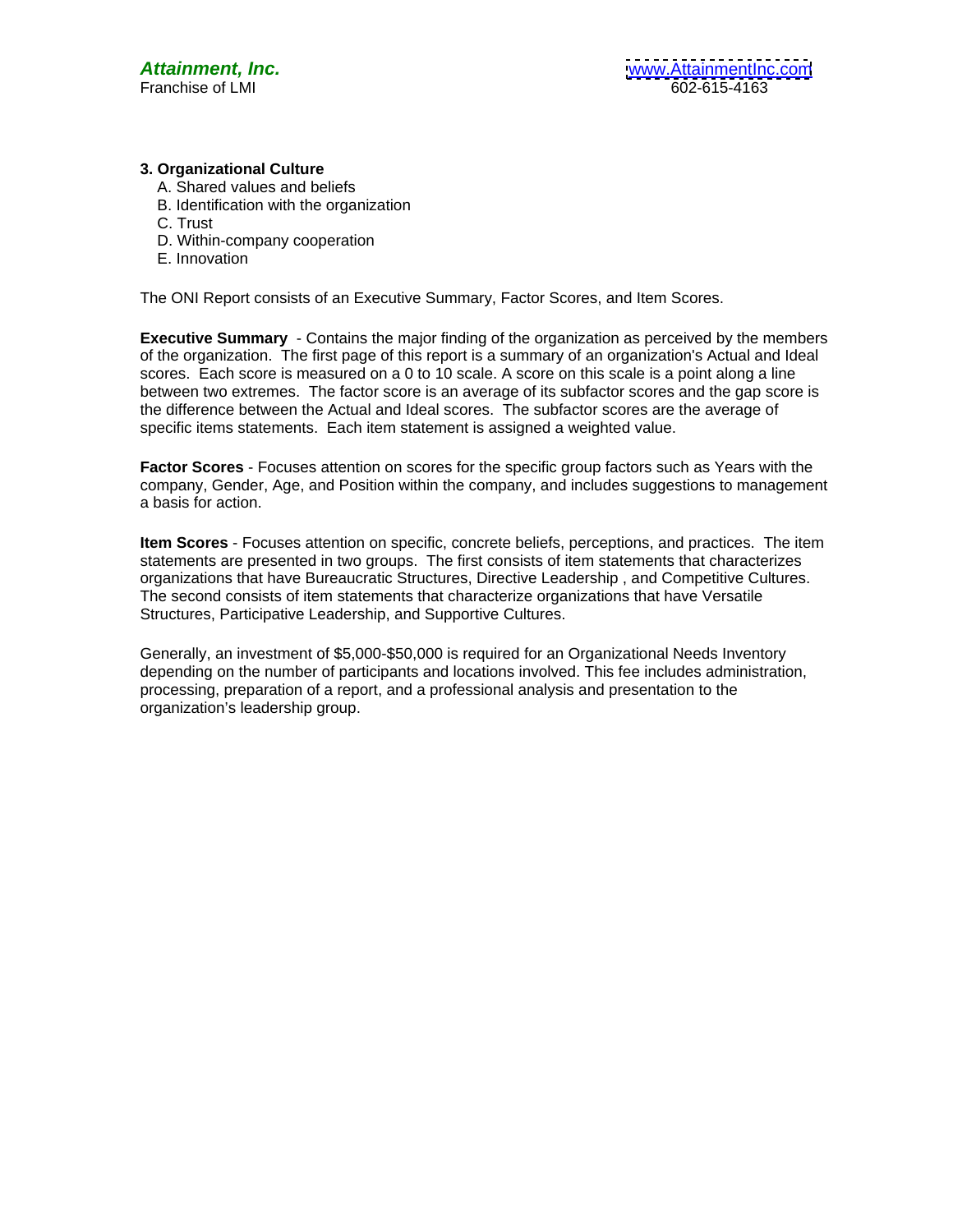**3. Organizational Culture**

- A. Shared values and beliefs
- B. Identification with the organization
- C. Trust
- D. Within-company cooperation
- E. Innovation

The ONI Report consists of an Executive Summary, Factor Scores, and Item Scores.

**Executive Summary** - Contains the major finding of the organization as perceived by the members of the organization. The first page of this report is a summary of an organization's Actual and Ideal scores. Each score is measured on a 0 to 10 scale. A score on this scale is a point along a line between two extremes. The factor score is an average of its subfactor scores and the gap score is the difference between the Actual and Ideal scores. The subfactor scores are the average of specific items statements. Each item statement is assigned a weighted value.

**Factor Scores** - Focuses attention on scores for the specific group factors such as Years with the company, Gender, Age, and Position within the company, and includes suggestions to management a basis for action.

**Item Scores** - Focuses attention on specific, concrete beliefs, perceptions, and practices. The item statements are presented in two groups. The first consists of item statements that characterizes organizations that have Bureaucratic Structures, Directive Leadership , and Competitive Cultures. The second consists of item statements that characterize organizations that have Versatile Structures, Participative Leadership, and Supportive Cultures.

Generally, an investment of $5,000-$50,000 is required for an Organizational Needs Inventory depending on the number of participants and locations involved. This fee includes administration, processing, preparation of a report, and a professional analysis and presentation to the organization's leadership group.